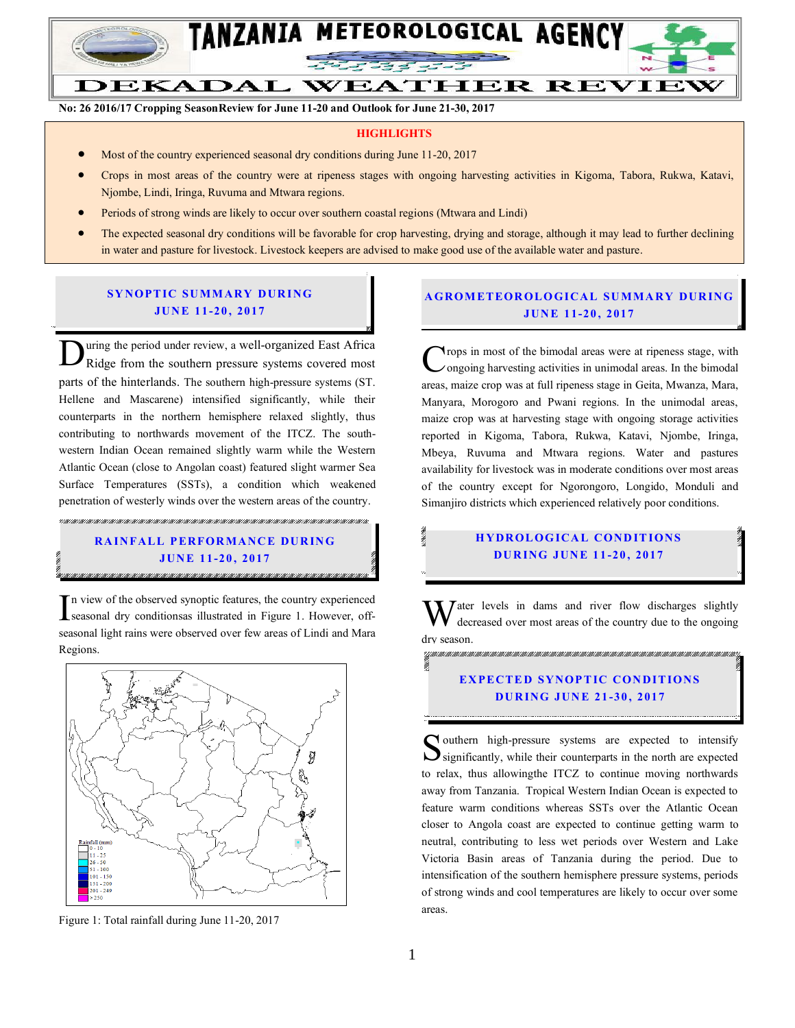# TANZANIA METEOROLOGICAL AGENCY

# DEKADAL WEATHER REVIEW

**No: 26 2016/17 Cropping SeasonReview for June 11-20 and Outlook for June 21-30, 2017**

## HIGHLIGHTS

- Most of the country experienced seasonal dry conditions during June 11-20, 2017
- Crops in most areas of the country were at ripeness stages with ongoing harvesting activities in Kigoma, Tabora, Rukwa, Katavi, Njombe, Lindi, Iringa, Ruvuma and Mtwara regions.
- Periods of strong winds are likely to occur over southern coastal regions (Mtwara and Lindi)
- The expected seasonal dry conditions will be favorable for crop harvesting, drying and storage, although it may lead to further declining in water and pasture for livestock. Livestock keepers are advised to make good use of the available water and pasture.

## SYNOPTIC SUMMARY DURING JUNE 11-20, 2017

During the period under review, a well-organized East Africa Ridge from the southern pressure systems covered most parts of the hinterlands. The southern high-pressure systems (ST. Hellene and Mascarene) intensified significantly, while their counterparts in the northern hemisphere relaxed slightly, thus contributing to northwards movement of the ITCZ. The south-western Indian Ocean remained slightly warm while the Western Atlantic Ocean (close to Angolan coast) featured slight warmer Sea Surface Temperatures (SSTs), a condition which weakened penetration of westerly winds over the western areas of the country.

## RAINFALL PERFORMANCE DURING JUNE 11-20, 2017

In view of the observed synoptic features, the country experienced seasonal dry conditionsas illustrated in Figure 1. However, off-seasonal light rains were observed over few areas of Lindi and Mara Regions.

Rainfall (mm): 0 - 10; 11 - 25; 26 - 50; 51 - 100; 101 - 150; 151 - 200; 201 - 249; > 250

Figure 1: Total rainfall during June 11-20, 2017

## AGROMETEOROLOGICAL SUMMARY DURING JUNE 11-20, 2017

Crops in most of the bimodal areas were at ripeness stage, with ongoing harvesting activities in unimodal areas. In the bimodal areas, maize crop was at full ripeness stage in Geita, Mwanza, Mara, Manyara, Morogoro and Pwani regions. In the unimodal areas, maize crop was at harvesting stage with ongoing storage activities reported in Kigoma, Tabora, Rukwa, Katavi, Njombe, Iringa, Mbeya, Ruvuma and Mtwara regions. Water and pastures availability for livestock was in moderate conditions over most areas of the country except for Ngorongoro, Longido, Monduli and Simanjiro districts which experienced relatively poor conditions.

## HYDROLOGICAL CONDITIONS DURING JUNE 11-20, 2017

Water levels in dams and river flow discharges slightly decreased over most areas of the country due to the ongoing dry season.

## EXPECTED SYNOPTIC CONDITIONS DURING JUNE 21-30, 2017

Southern high-pressure systems are expected to intensify significantly, while their counterparts in the north are expected to relax, thus allowingthe ITCZ to continue moving northwards away from Tanzania. Tropical Western Indian Ocean is expected to feature warm conditions whereas SSTs over the Atlantic Ocean closer to Angola coast are expected to continue getting warm to neutral, contributing to less wet periods over Western and Lake Victoria Basin areas of Tanzania during the period. Due to intensification of the southern hemisphere pressure systems, periods of strong winds and cool temperatures are likely to occur over some areas.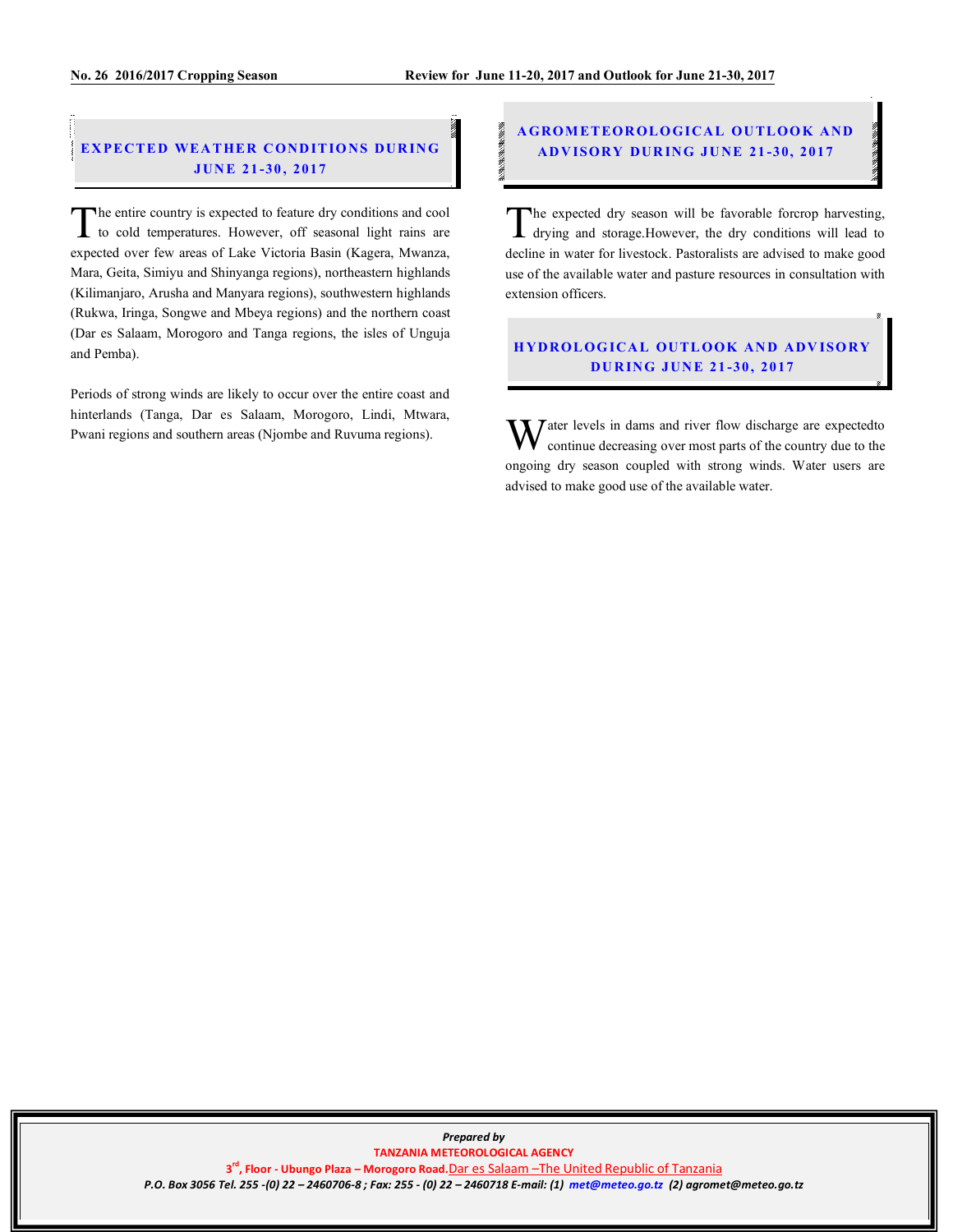## EXPECTED WEATHER CONDITIONS DURING JUNE 21-30, 2017

The entire country is expected to feature dry conditions and cool to cold temperatures. However, off seasonal light rains are expected over few areas of Lake Victoria Basin (Kagera, Mwanza, Mara, Geita, Simiyu and Shinyanga regions), northeastern highlands (Kilimanjaro, Arusha and Manyara regions), southwestern highlands (Rukwa, Iringa, Songwe and Mbeya regions) and the northern coast (Dar es Salaam, Morogoro and Tanga regions, the isles of Unguja and Pemba).

Periods of strong winds are likely to occur over the entire coast and hinterlands (Tanga, Dar es Salaam, Morogoro, Lindi, Mtwara, Pwani regions and southern areas (Njombe and Ruvuma regions).

## AGROMETEOROLOGICAL OUTLOOK AND ADVISORY DURING JUNE 21-30, 2017

The expected dry season will be favorable forcrop harvesting, drying and storage.However, the dry conditions will lead to decline in water for livestock. Pastoralists are advised to make good use of the available water and pasture resources in consultation with extension officers.

## HYDROLOGICAL OUTLOOK AND ADVISORY DURING JUNE 21-30, 2017

Water levels in dams and river flow discharge are expectedto continue decreasing over most parts of the country due to the ongoing dry season coupled with strong winds. Water users are advised to make good use of the available water.

*Prepared by*

**TANZANIA METEOROLOGICAL AGENCY**

**3rd, Floor - Ubungo Plaza – Morogoro Road.** Dar es Salaam –The United Republic of Tanzania

*P.O. Box 3056 Tel. 255 -(0) 22 – 2460706-8 ; Fax: 255 - (0) 22 – 2460718 E-mail: (1) met@meteo.go.tz (2) agromet@meteo.go.tz*